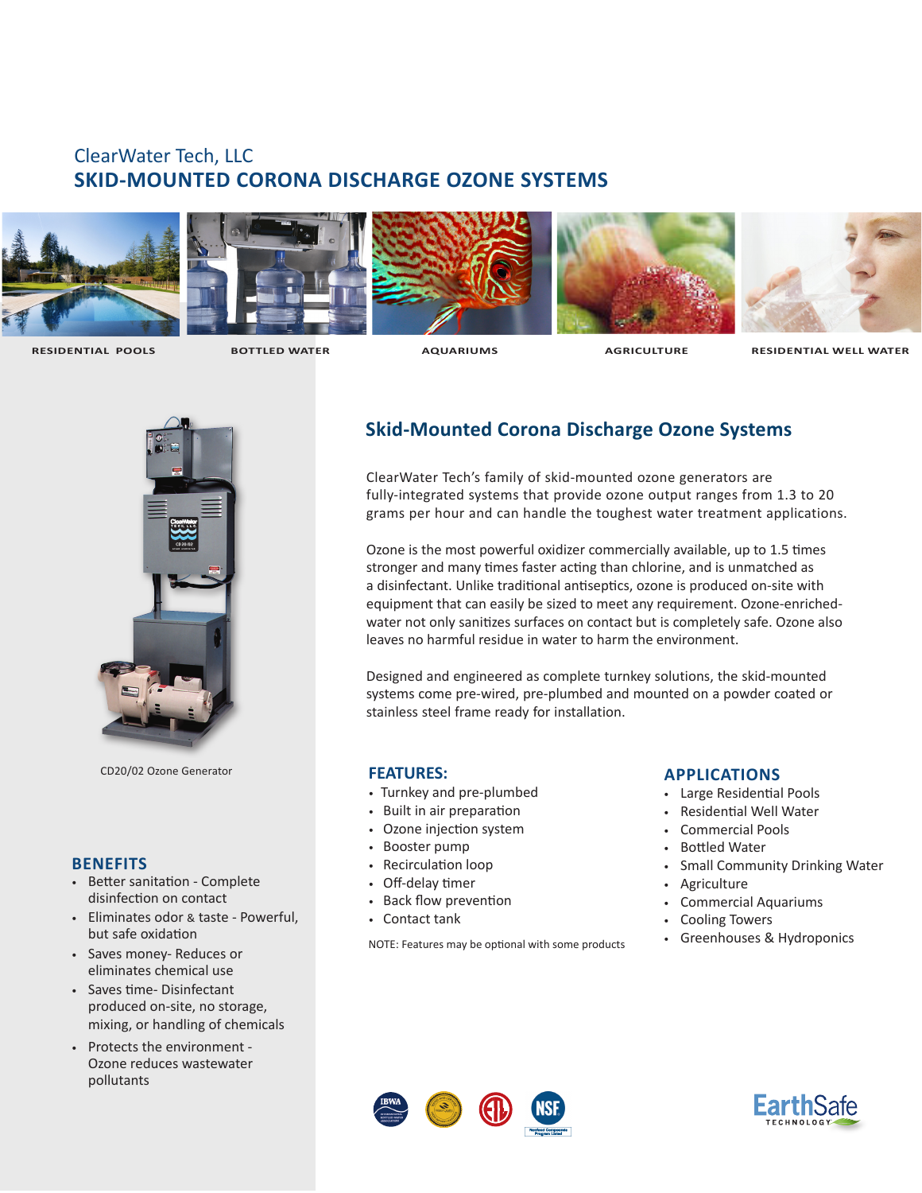ClearWater Tech, LLC

# SKID-MOUNTED CORONA DISCHARGE OZONE SYSTEMS

RESIDENTIAL POOLS BOTTLED WATER AQUARIUMS AGRICULTURE RESIDENTIAL WELL WATER

## Skid-Mounted Corona Discharge Ozone Systems

ClearWater Tech's family of skid-mounted ozone generators are fully-integrated systems that provide ozone output ranges from 1.3 to 20 grams per hour and can handle the toughest water treatment applications.

Ozone is the most powerful oxidizer commercially available, up to 1.5 times stronger and many times faster acting than chlorine, and is unmatched as a disinfectant. Unlike traditional antiseptics, ozone is produced on-site with equipment that can easily be sized to meet any requirement. Ozone-enriched-water not only sanitizes surfaces on contact but is completely safe. Ozone also leaves no harmful residue in water to harm the environment.

Designed and engineered as complete turnkey solutions, the skid-mounted systems come pre-wired, pre-plumbed and mounted on a powder coated or stainless steel frame ready for installation.

CD20/02 Ozone Generator

### FEATURES:

- Turnkey and pre-plumbed
- Built in air preparation
- Ozone injection system
- Booster pump
- Recirculation loop
- Off-delay timer
- Back flow prevention
- Contact tank

NOTE: Features may be optional with some products

### APPLICATIONS

- Large Residential Pools
- Residential Well Water
- Commercial Pools
- Bottled Water
- Small Community Drinking Water
- Agriculture
- Commercial Aquariums
- Cooling Towers
- Greenhouses & Hydroponics

### BENEFITS

- Better sanitation - Complete disinfection on contact
- Eliminates odor & taste - Powerful, but safe oxidation
- Saves money- Reduces or eliminates chemical use
- Saves time- Disinfectant produced on-site, no storage, mixing, or handling of chemicals
- Protects the environment - Ozone reduces wastewater pollutants

EarthSafe TECHNOLOGY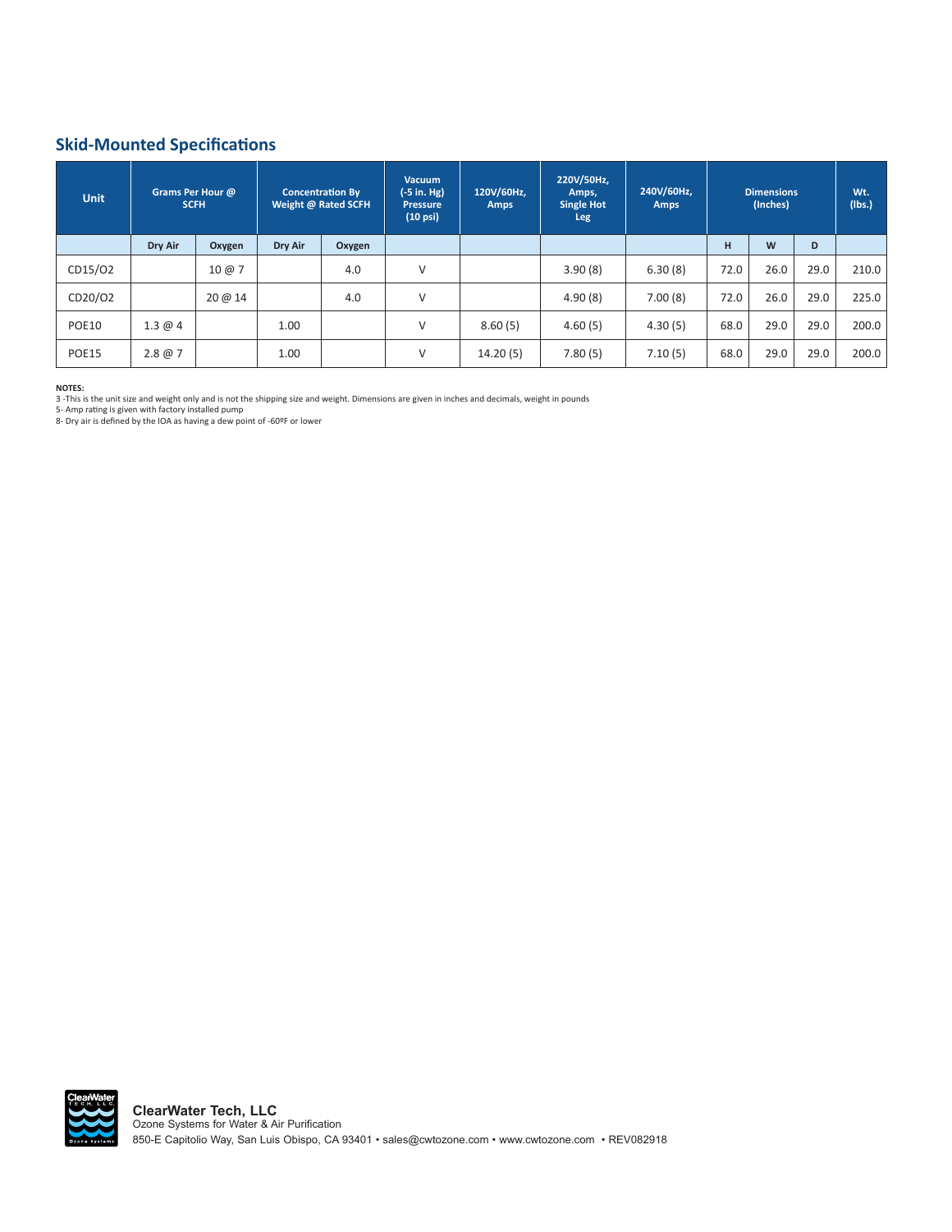## Skid-Mounted Specifications

| Unit | Grams Per Hour @ SCFH | | Concentration By Weight @ Rated SCFH | | Vacuum (-5 in. Hg) Pressure (10 psi) | 120V/60Hz, Amps | 220V/50Hz, Amps, Single Hot Leg | 240V/60Hz, Amps | Dimensions (Inches) | | | Wt. (lbs.) |
|---|---|---|---|---|---|---|---|---|---|---|---|---|
| | Dry Air | Oxygen | Dry Air | Oxygen | | | | | H | W | D | |
| CD15/O2 | | 10 @ 7 | | 4.0 | V | | 3.90 (8) | 6.30 (8) | 72.0 | 26.0 | 29.0 | 210.0 |
| CD20/O2 | | 20 @ 14 | | 4.0 | V | | 4.90 (8) | 7.00 (8) | 72.0 | 26.0 | 29.0 | 225.0 |
| POE10 | 1.3 @ 4 | | 1.00 | | V | 8.60 (5) | 4.60 (5) | 4.30 (5) | 68.0 | 29.0 | 29.0 | 200.0 |
| POE15 | 2.8 @ 7 | | 1.00 | | V | 14.20 (5) | 7.80 (5) | 7.10 (5) | 68.0 | 29.0 | 29.0 | 200.0 |

**NOTES:**

3 -This is the unit size and weight only and is not the shipping size and weight. Dimensions are given in inches and decimals, weight in pounds

5- Amp rating is given with factory installed pump

8- Dry air is defined by the IOA as having a dew point of -60ºF or lower

**ClearWater Tech, LLC**

Ozone Systems for Water & Air Purification

850-E Capitolio Way, San Luis Obispo, CA 93401 • sales@cwtozone.com • www.cwtozone.com • REV082918